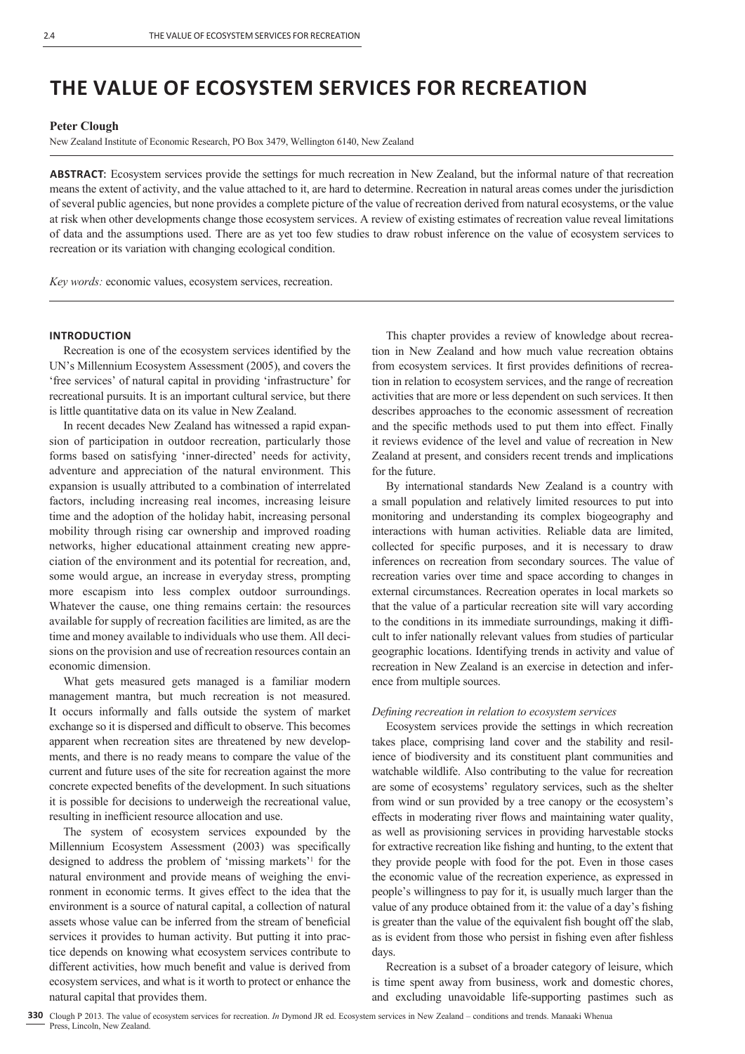# THE VALUE OF ECOSYSTEM SERVICES FOR RECREATION

**Peter Clough**

New Zealand Institute of Economic Research, PO Box 3479, Wellington 6140, New Zealand

**ABSTRACT:** Ecosystem services provide the settings for much recreation in New Zealand, but the informal nature of that recreation means the extent of activity, and the value attached to it, are hard to determine. Recreation in natural areas comes under the jurisdiction of several public agencies, but none provides a complete picture of the value of recreation derived from natural ecosystems, or the value at risk when other developments change those ecosystem services. A review of existing estimates of recreation value reveal limitations of data and the assumptions used. There are as yet too few studies to draw robust inference on the value of ecosystem services to recreation or its variation with changing ecological condition.

*Key words:* economic values, ecosystem services, recreation.

## INTRODUCTION

Recreation is one of the ecosystem services identified by the UN's Millennium Ecosystem Assessment (2005), and covers the 'free services' of natural capital in providing 'infrastructure' for recreational pursuits. It is an important cultural service, but there is little quantitative data on its value in New Zealand.

In recent decades New Zealand has witnessed a rapid expansion of participation in outdoor recreation, particularly those forms based on satisfying 'inner-directed' needs for activity, adventure and appreciation of the natural environment. This expansion is usually attributed to a combination of interrelated factors, including increasing real incomes, increasing leisure time and the adoption of the holiday habit, increasing personal mobility through rising car ownership and improved roading networks, higher educational attainment creating new appreciation of the environment and its potential for recreation, and, some would argue, an increase in everyday stress, prompting more escapism into less complex outdoor surroundings. Whatever the cause, one thing remains certain: the resources available for supply of recreation facilities are limited, as are the time and money available to individuals who use them. All decisions on the provision and use of recreation resources contain an economic dimension.

What gets measured gets managed is a familiar modern management mantra, but much recreation is not measured. It occurs informally and falls outside the system of market exchange so it is dispersed and difficult to observe. This becomes apparent when recreation sites are threatened by new developments, and there is no ready means to compare the value of the current and future uses of the site for recreation against the more concrete expected benefits of the development. In such situations it is possible for decisions to underweigh the recreational value, resulting in inefficient resource allocation and use.

The system of ecosystem services expounded by the Millennium Ecosystem Assessment (2003) was specifically designed to address the problem of 'missing markets'[1] for the natural environment and provide means of weighing the environment in economic terms. It gives effect to the idea that the environment is a source of natural capital, a collection of natural assets whose value can be inferred from the stream of beneficial services it provides to human activity. But putting it into practice depends on knowing what ecosystem services contribute to different activities, how much benefit and value is derived from ecosystem services, and what is it worth to protect or enhance the natural capital that provides them.

This chapter provides a review of knowledge about recreation in New Zealand and how much value recreation obtains from ecosystem services. It first provides definitions of recreation in relation to ecosystem services, and the range of recreation activities that are more or less dependent on such services. It then describes approaches to the economic assessment of recreation and the specific methods used to put them into effect. Finally it reviews evidence of the level and value of recreation in New Zealand at present, and considers recent trends and implications for the future.

By international standards New Zealand is a country with a small population and relatively limited resources to put into monitoring and understanding its complex biogeography and interactions with human activities. Reliable data are limited, collected for specific purposes, and it is necessary to draw inferences on recreation from secondary sources. The value of recreation varies over time and space according to changes in external circumstances. Recreation operates in local markets so that the value of a particular recreation site will vary according to the conditions in its immediate surroundings, making it difficult to infer nationally relevant values from studies of particular geographic locations. Identifying trends in activity and value of recreation in New Zealand is an exercise in detection and inference from multiple sources.

### *Defining recreation in relation to ecosystem services*

Ecosystem services provide the settings in which recreation takes place, comprising land cover and the stability and resilience of biodiversity and its constituent plant communities and watchable wildlife. Also contributing to the value for recreation are some of ecosystems' regulatory services, such as the shelter from wind or sun provided by a tree canopy or the ecosystem's effects in moderating river flows and maintaining water quality, as well as provisioning services in providing harvestable stocks for extractive recreation like fishing and hunting, to the extent that they provide people with food for the pot. Even in those cases the economic value of the recreation experience, as expressed in people's willingness to pay for it, is usually much larger than the value of any produce obtained from it: the value of a day's fishing is greater than the value of the equivalent fish bought off the slab, as is evident from those who persist in fishing even after fishless days.

Recreation is a subset of a broader category of leisure, which is time spent away from business, work and domestic chores, and excluding unavoidable life-supporting pastimes such as

Clough P 2013. The value of ecosystem services for recreation. *In* Dymond JR ed. Ecosystem services in New Zealand – conditions and trends. Manaaki Whenua Press, Lincoln, New Zealand.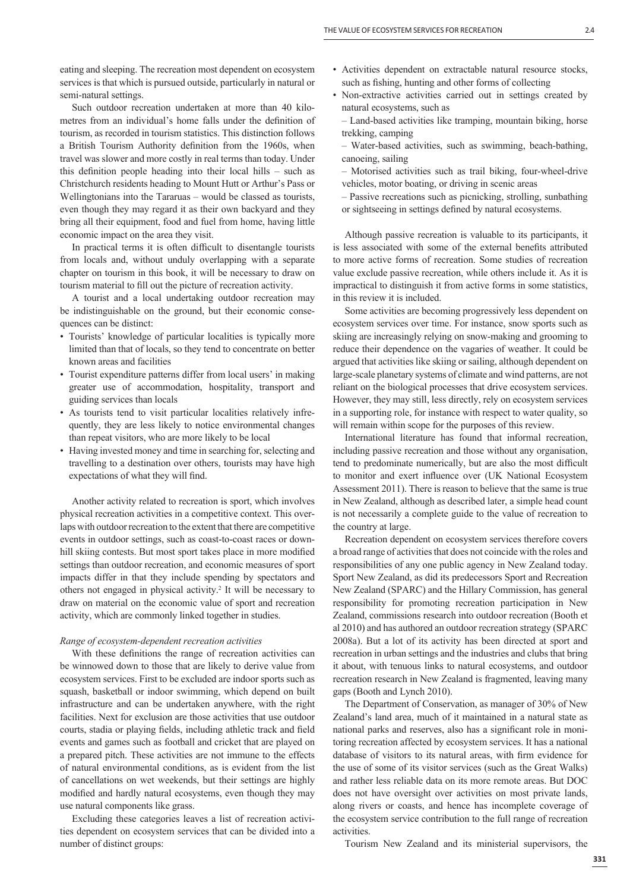eating and sleeping. The recreation most dependent on ecosystem services is that which is pursued outside, particularly in natural or semi-natural settings.

Such outdoor recreation undertaken at more than 40 kilometres from an individual's home falls under the definition of tourism, as recorded in tourism statistics. This distinction follows a British Tourism Authority definition from the 1960s, when travel was slower and more costly in real terms than today. Under this definition people heading into their local hills – such as Christchurch residents heading to Mount Hutt or Arthur's Pass or Wellingtonians into the Tararuas – would be classed as tourists, even though they may regard it as their own backyard and they bring all their equipment, food and fuel from home, having little economic impact on the area they visit.

In practical terms it is often difficult to disentangle tourists from locals and, without unduly overlapping with a separate chapter on tourism in this book, it will be necessary to draw on tourism material to fill out the picture of recreation activity.

A tourist and a local undertaking outdoor recreation may be indistinguishable on the ground, but their economic consequences can be distinct:

- Tourists' knowledge of particular localities is typically more limited than that of locals, so they tend to concentrate on better known areas and facilities
- Tourist expenditure patterns differ from local users' in making greater use of accommodation, hospitality, transport and guiding services than locals
- As tourists tend to visit particular localities relatively infrequently, they are less likely to notice environmental changes than repeat visitors, who are more likely to be local
- Having invested money and time in searching for, selecting and travelling to a destination over others, tourists may have high expectations of what they will find.

Another activity related to recreation is sport, which involves physical recreation activities in a competitive context. This overlaps with outdoor recreation to the extent that there are competitive events in outdoor settings, such as coast-to-coast races or downhill skiing contests. But most sport takes place in more modified settings than outdoor recreation, and economic measures of sport impacts differ in that they include spending by spectators and others not engaged in physical activity.[2] It will be necessary to draw on material on the economic value of sport and recreation activity, which are commonly linked together in studies.

*Range of ecosystem-dependent recreation activities*

With these definitions the range of recreation activities can be winnowed down to those that are likely to derive value from ecosystem services. First to be excluded are indoor sports such as squash, basketball or indoor swimming, which depend on built infrastructure and can be undertaken anywhere, with the right facilities. Next for exclusion are those activities that use outdoor courts, stadia or playing fields, including athletic track and field events and games such as football and cricket that are played on a prepared pitch. These activities are not immune to the effects of natural environmental conditions, as is evident from the list of cancellations on wet weekends, but their settings are highly modified and hardly natural ecosystems, even though they may use natural components like grass.

Excluding these categories leaves a list of recreation activities dependent on ecosystem services that can be divided into a number of distinct groups:

- Activities dependent on extractable natural resource stocks, such as fishing, hunting and other forms of collecting
- Non-extractive activities carried out in settings created by natural ecosystems, such as
  - Land-based activities like tramping, mountain biking, horse trekking, camping
  - Water-based activities, such as swimming, beach-bathing, canoeing, sailing
  - Motorised activities such as trail biking, four-wheel-drive vehicles, motor boating, or driving in scenic areas
  - Passive recreations such as picnicking, strolling, sunbathing or sightseeing in settings defined by natural ecosystems.

Although passive recreation is valuable to its participants, it is less associated with some of the external benefits attributed to more active forms of recreation. Some studies of recreation value exclude passive recreation, while others include it. As it is impractical to distinguish it from active forms in some statistics, in this review it is included.

Some activities are becoming progressively less dependent on ecosystem services over time. For instance, snow sports such as skiing are increasingly relying on snow-making and grooming to reduce their dependence on the vagaries of weather. It could be argued that activities like skiing or sailing, although dependent on large-scale planetary systems of climate and wind patterns, are not reliant on the biological processes that drive ecosystem services. However, they may still, less directly, rely on ecosystem services in a supporting role, for instance with respect to water quality, so will remain within scope for the purposes of this review.

International literature has found that informal recreation, including passive recreation and those without any organisation, tend to predominate numerically, but are also the most difficult to monitor and exert influence over (UK National Ecosystem Assessment 2011). There is reason to believe that the same is true in New Zealand, although as described later, a simple head count is not necessarily a complete guide to the value of recreation to the country at large.

Recreation dependent on ecosystem services therefore covers a broad range of activities that does not coincide with the roles and responsibilities of any one public agency in New Zealand today. Sport New Zealand, as did its predecessors Sport and Recreation New Zealand (SPARC) and the Hillary Commission, has general responsibility for promoting recreation participation in New Zealand, commissions research into outdoor recreation (Booth et al 2010) and has authored an outdoor recreation strategy (SPARC 2008a). But a lot of its activity has been directed at sport and recreation in urban settings and the industries and clubs that bring it about, with tenuous links to natural ecosystems, and outdoor recreation research in New Zealand is fragmented, leaving many gaps (Booth and Lynch 2010).

The Department of Conservation, as manager of 30% of New Zealand's land area, much of it maintained in a natural state as national parks and reserves, also has a significant role in monitoring recreation affected by ecosystem services. It has a national database of visitors to its natural areas, with firm evidence for the use of some of its visitor services (such as the Great Walks) and rather less reliable data on its more remote areas. But DOC does not have oversight over activities on most private lands, along rivers or coasts, and hence has incomplete coverage of the ecosystem service contribution to the full range of recreation activities.

Tourism New Zealand and its ministerial supervisors, the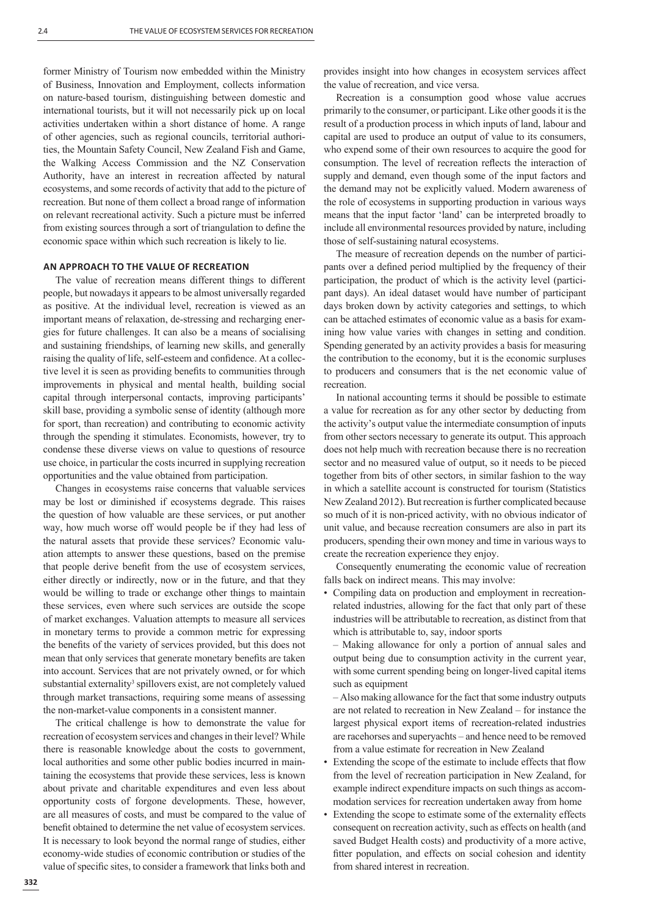former Ministry of Tourism now embedded within the Ministry of Business, Innovation and Employment, collects information on nature-based tourism, distinguishing between domestic and international tourists, but it will not necessarily pick up on local activities undertaken within a short distance of home. A range of other agencies, such as regional councils, territorial authorities, the Mountain Safety Council, New Zealand Fish and Game, the Walking Access Commission and the NZ Conservation Authority, have an interest in recreation affected by natural ecosystems, and some records of activity that add to the picture of recreation. But none of them collect a broad range of information on relevant recreational activity. Such a picture must be inferred from existing sources through a sort of triangulation to define the economic space within which such recreation is likely to lie.

## AN APPROACH TO THE VALUE OF RECREATION

The value of recreation means different things to different people, but nowadays it appears to be almost universally regarded as positive. At the individual level, recreation is viewed as an important means of relaxation, de-stressing and recharging energies for future challenges. It can also be a means of socialising and sustaining friendships, of learning new skills, and generally raising the quality of life, self-esteem and confidence. At a collective level it is seen as providing benefits to communities through improvements in physical and mental health, building social capital through interpersonal contacts, improving participants' skill base, providing a symbolic sense of identity (although more for sport, than recreation) and contributing to economic activity through the spending it stimulates. Economists, however, try to condense these diverse views on value to questions of resource use choice, in particular the costs incurred in supplying recreation opportunities and the value obtained from participation.

Changes in ecosystems raise concerns that valuable services may be lost or diminished if ecosystems degrade. This raises the question of how valuable are these services, or put another way, how much worse off would people be if they had less of the natural assets that provide these services? Economic valuation attempts to answer these questions, based on the premise that people derive benefit from the use of ecosystem services, either directly or indirectly, now or in the future, and that they would be willing to trade or exchange other things to maintain these services, even where such services are outside the scope of market exchanges. Valuation attempts to measure all services in monetary terms to provide a common metric for expressing the benefits of the variety of services provided, but this does not mean that only services that generate monetary benefits are taken into account. Services that are not privately owned, or for which substantial externality[3] spillovers exist, are not completely valued through market transactions, requiring some means of assessing the non-market-value components in a consistent manner.

The critical challenge is how to demonstrate the value for recreation of ecosystem services and changes in their level? While there is reasonable knowledge about the costs to government, local authorities and some other public bodies incurred in maintaining the ecosystems that provide these services, less is known about private and charitable expenditures and even less about opportunity costs of forgone developments. These, however, are all measures of costs, and must be compared to the value of benefit obtained to determine the net value of ecosystem services. It is necessary to look beyond the normal range of studies, either economy-wide studies of economic contribution or studies of the value of specific sites, to consider a framework that links both and provides insight into how changes in ecosystem services affect the value of recreation, and vice versa.

Recreation is a consumption good whose value accrues primarily to the consumer, or participant. Like other goods it is the result of a production process in which inputs of land, labour and capital are used to produce an output of value to its consumers, who expend some of their own resources to acquire the good for consumption. The level of recreation reflects the interaction of supply and demand, even though some of the input factors and the demand may not be explicitly valued. Modern awareness of the role of ecosystems in supporting production in various ways means that the input factor 'land' can be interpreted broadly to include all environmental resources provided by nature, including those of self-sustaining natural ecosystems.

The measure of recreation depends on the number of participants over a defined period multiplied by the frequency of their participation, the product of which is the activity level (participant days). An ideal dataset would have number of participant days broken down by activity categories and settings, to which can be attached estimates of economic value as a basis for examining how value varies with changes in setting and condition. Spending generated by an activity provides a basis for measuring the contribution to the economy, but it is the economic surpluses to producers and consumers that is the net economic value of recreation.

In national accounting terms it should be possible to estimate a value for recreation as for any other sector by deducting from the activity's output value the intermediate consumption of inputs from other sectors necessary to generate its output. This approach does not help much with recreation because there is no recreation sector and no measured value of output, so it needs to be pieced together from bits of other sectors, in similar fashion to the way in which a satellite account is constructed for tourism (Statistics New Zealand 2012). But recreation is further complicated because so much of it is non-priced activity, with no obvious indicator of unit value, and because recreation consumers are also in part its producers, spending their own money and time in various ways to create the recreation experience they enjoy.

Consequently enumerating the economic value of recreation falls back on indirect means. This may involve:

- Compiling data on production and employment in recreation-related industries, allowing for the fact that only part of these industries will be attributable to recreation, as distinct from that which is attributable to, say, indoor sports
  - Making allowance for only a portion of annual sales and output being due to consumption activity in the current year, with some current spending being on longer-lived capital items such as equipment
  - Also making allowance for the fact that some industry outputs are not related to recreation in New Zealand – for instance the largest physical export items of recreation-related industries are racehorses and superyachts – and hence need to be removed from a value estimate for recreation in New Zealand
- Extending the scope of the estimate to include effects that flow from the level of recreation participation in New Zealand, for example indirect expenditure impacts on such things as accommodation services for recreation undertaken away from home
- Extending the scope to estimate some of the externality effects consequent on recreation activity, such as effects on health (and saved Budget Health costs) and productivity of a more active, fitter population, and effects on social cohesion and identity from shared interest in recreation.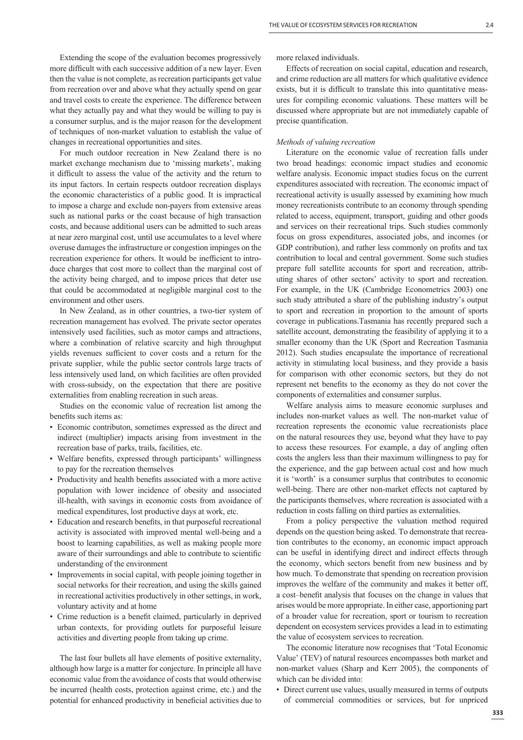Extending the scope of the evaluation becomes progressively more difficult with each successive addition of a new layer. Even then the value is not complete, as recreation participants get value from recreation over and above what they actually spend on gear and travel costs to create the experience. The difference between what they actually pay and what they would be willing to pay is a consumer surplus, and is the major reason for the development of techniques of non-market valuation to establish the value of changes in recreational opportunities and sites.

For much outdoor recreation in New Zealand there is no market exchange mechanism due to 'missing markets', making it difficult to assess the value of the activity and the return to its input factors. In certain respects outdoor recreation displays the economic characteristics of a public good. It is impractical to impose a charge and exclude non-payers from extensive areas such as national parks or the coast because of high transaction costs, and because additional users can be admitted to such areas at near zero marginal cost, until use accumulates to a level where overuse damages the infrastructure or congestion impinges on the recreation experience for others. It would be inefficient to introduce charges that cost more to collect than the marginal cost of the activity being charged, and to impose prices that deter use that could be accommodated at negligible marginal cost to the environment and other users.

In New Zealand, as in other countries, a two-tier system of recreation management has evolved. The private sector operates intensively used facilities, such as motor camps and attractions, where a combination of relative scarcity and high throughput yields revenues sufficient to cover costs and a return for the private supplier, while the public sector controls large tracts of less intensively used land, on which facilities are often provided with cross-subsidy, on the expectation that there are positive externalities from enabling recreation in such areas.

Studies on the economic value of recreation list among the benefits such items as:

- Economic contributon, sometimes expressed as the direct and indirect (multiplier) impacts arising from investment in the recreation base of parks, trails, facilities, etc.
- Welfare benefits, expressed through participants' willingness to pay for the recreation themselves
- Productivity and health benefits associated with a more active population with lower incidence of obesity and associated ill-health, with savings in economic costs from avoidance of medical expenditures, lost productive days at work, etc.
- Education and research benefits, in that purposeful recreational activity is associated with improved mental well-being and a boost to learning capabilities, as well as making people more aware of their surroundings and able to contribute to scientific understanding of the environment
- Improvements in social capital, with people joining together in social networks for their recreation, and using the skills gained in recreational activities productively in other settings, in work, voluntary activity and at home
- Crime reduction is a benefit claimed, particularly in deprived urban contexts, for providing outlets for purposeful leisure activities and diverting people from taking up crime.

The last four bullets all have elements of positive externality, although how large is a matter for conjecture. In principle all have economic value from the avoidance of costs that would otherwise be incurred (health costs, protection against crime, etc.) and the potential for enhanced productivity in beneficial activities due to more relaxed individuals.

Effects of recreation on social capital, education and research, and crime reduction are all matters for which qualitative evidence exists, but it is difficult to translate this into quantitative measures for compiling economic valuations. These matters will be discussed where appropriate but are not immediately capable of precise quantification.

*Methods of valuing recreation*

Literature on the economic value of recreation falls under two broad headings: economic impact studies and economic welfare analysis. Economic impact studies focus on the current expenditures associated with recreation. The economic impact of recreational activity is usually assessed by examining how much money recreationists contribute to an economy through spending related to access, equipment, transport, guiding and other goods and services on their recreational trips. Such studies commonly focus on gross expenditures, associated jobs, and incomes (or GDP contribution), and rather less commonly on profits and tax contribution to local and central government. Some such studies prepare full satellite accounts for sport and recreation, attributing shares of other sectors' activity to sport and recreation. For example, in the UK (Cambridge Econometrics 2003) one such study attributed a share of the publishing industry's output to sport and recreation in proportion to the amount of sports coverage in publications.Tasmania has recently prepared such a satellite account, demonstrating the feasibility of applying it to a smaller economy than the UK (Sport and Recreation Tasmania 2012). Such studies encapsulate the importance of recreational activity in stimulating local business, and they provide a basis for comparison with other economic sectors, but they do not represent net benefits to the economy as they do not cover the components of externalities and consumer surplus.

Welfare analysis aims to measure economic surpluses and includes non-market values as well. The non-market value of recreation represents the economic value recreationists place on the natural resources they use, beyond what they have to pay to access these resources. For example, a day of angling often costs the anglers less than their maximum willingness to pay for the experience, and the gap between actual cost and how much it is 'worth' is a consumer surplus that contributes to economic well-being. There are other non-market effects not captured by the participants themselves, where recreation is associated with a reduction in costs falling on third parties as externalities.

From a policy perspective the valuation method required depends on the question being asked. To demonstrate that recreation contributes to the economy, an economic impact approach can be useful in identifying direct and indirect effects through the economy, which sectors benefit from new business and by how much. To demonstrate that spending on recreation provision improves the welfare of the community and makes it better off, a cost–benefit analysis that focuses on the change in values that arises would be more appropriate. In either case, apportioning part of a broader value for recreation, sport or tourism to recreation dependent on ecosystem services provides a lead in to estimating the value of ecosystem services to recreation.

The economic literature now recognises that 'Total Economic Value' (TEV) of natural resources encompasses both market and non-market values (Sharp and Kerr 2005), the components of which can be divided into:

- Direct current use values, usually measured in terms of outputs of commercial commodities or services, but for unpriced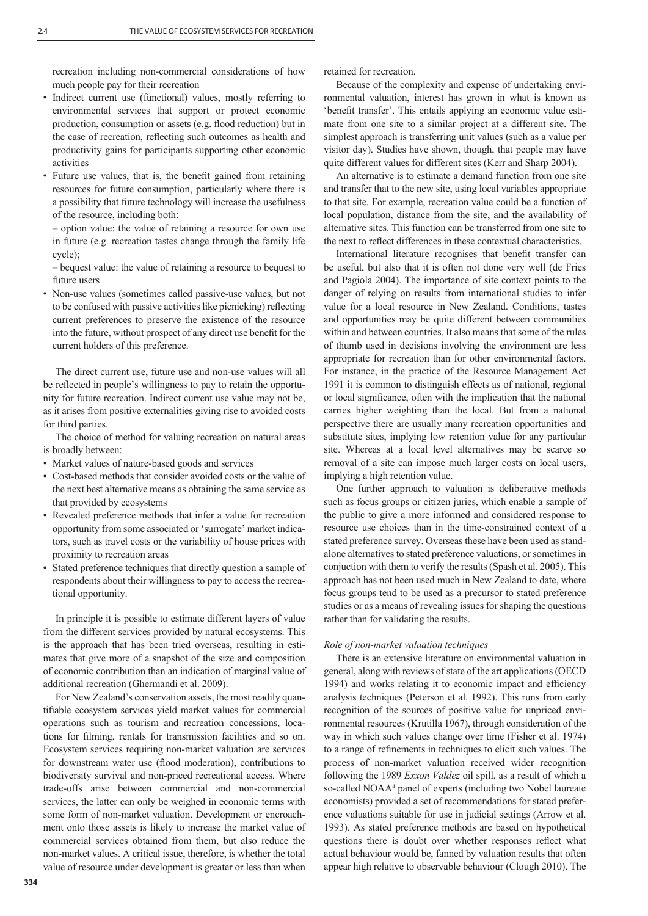recreation including non-commercial considerations of how much people pay for their recreation

- Indirect current use (functional) values, mostly referring to environmental services that support or protect economic production, consumption or assets (e.g. flood reduction) but in the case of recreation, reflecting such outcomes as health and productivity gains for participants supporting other economic activities
- Future use values, that is, the benefit gained from retaining resources for future consumption, particularly where there is a possibility that future technology will increase the usefulness of the resource, including both:
  – option value: the value of retaining a resource for own use in future (e.g. recreation tastes change through the family life cycle);
  – bequest value: the value of retaining a resource to bequest to future users
- Non-use values (sometimes called passive-use values, but not to be confused with passive activities like picnicking) reflecting current preferences to preserve the existence of the resource into the future, without prospect of any direct use benefit for the current holders of this preference.

The direct current use, future use and non-use values will all be reflected in people's willingness to pay to retain the opportunity for future recreation. Indirect current use value may not be, as it arises from positive externalities giving rise to avoided costs for third parties.

The choice of method for valuing recreation on natural areas is broadly between:

- Market values of nature-based goods and services
- Cost-based methods that consider avoided costs or the value of the next best alternative means as obtaining the same service as that provided by ecosystems
- Revealed preference methods that infer a value for recreation opportunity from some associated or 'surrogate' market indicators, such as travel costs or the variability of house prices with proximity to recreation areas
- Stated preference techniques that directly question a sample of respondents about their willingness to pay to access the recreational opportunity.

In principle it is possible to estimate different layers of value from the different services provided by natural ecosystems. This is the approach that has been tried overseas, resulting in estimates that give more of a snapshot of the size and composition of economic contribution than an indication of marginal value of additional recreation (Ghermandi et al. 2009).

For New Zealand's conservation assets, the most readily quantifiable ecosystem services yield market values for commercial operations such as tourism and recreation concessions, locations for filming, rentals for transmission facilities and so on. Ecosystem services requiring non-market valuation are services for downstream water use (flood moderation), contributions to biodiversity survival and non-priced recreational access. Where trade-offs arise between commercial and non-commercial services, the latter can only be weighed in economic terms with some form of non-market valuation. Development or encroachment onto those assets is likely to increase the market value of commercial services obtained from them, but also reduce the non-market values. A critical issue, therefore, is whether the total value of resource under development is greater or less than when retained for recreation.

Because of the complexity and expense of undertaking environmental valuation, interest has grown in what is known as 'benefit transfer'. This entails applying an economic value estimate from one site to a similar project at a different site. The simplest approach is transferring unit values (such as a value per visitor day). Studies have shown, though, that people may have quite different values for different sites (Kerr and Sharp 2004).

An alternative is to estimate a demand function from one site and transfer that to the new site, using local variables appropriate to that site. For example, recreation value could be a function of local population, distance from the site, and the availability of alternative sites. This function can be transferred from one site to the next to reflect differences in these contextual characteristics.

International literature recognises that benefit transfer can be useful, but also that it is often not done very well (de Fries and Pagiola 2004). The importance of site context points to the danger of relying on results from international studies to infer value for a local resource in New Zealand. Conditions, tastes and opportunities may be quite different between communities within and between countries. It also means that some of the rules of thumb used in decisions involving the environment are less appropriate for recreation than for other environmental factors. For instance, in the practice of the Resource Management Act 1991 it is common to distinguish effects as of national, regional or local significance, often with the implication that the national carries higher weighting than the local. But from a national perspective there are usually many recreation opportunities and substitute sites, implying low retention value for any particular site. Whereas at a local level alternatives may be scarce so removal of a site can impose much larger costs on local users, implying a high retention value.

One further approach to valuation is deliberative methods such as focus groups or citizen juries, which enable a sample of the public to give a more informed and considered response to resource use choices than in the time-constrained context of a stated preference survey. Overseas these have been used as standalone alternatives to stated preference valuations, or sometimes in conjuction with them to verify the results (Spash et al. 2005). This approach has not been used much in New Zealand to date, where focus groups tend to be used as a precursor to stated preference studies or as a means of revealing issues for shaping the questions rather than for validating the results.

*Role of non-market valuation techniques*

There is an extensive literature on environmental valuation in general, along with reviews of state of the art applications (OECD 1994) and works relating it to economic impact and efficiency analysis techniques (Peterson et al. 1992). This runs from early recognition of the sources of positive value for unpriced environmental resources (Krutilla 1967), through consideration of the way in which such values change over time (Fisher et al. 1974) to a range of refinements in techniques to elicit such values. The process of non-market valuation received wider recognition following the 1989 *Exxon Valdez* oil spill, as a result of which a so-called NOAA[4] panel of experts (including two Nobel laureate economists) provided a set of recommendations for stated preference valuations suitable for use in judicial settings (Arrow et al. 1993). As stated preference methods are based on hypothetical questions there is doubt over whether responses reflect what actual behaviour would be, fanned by valuation results that often appear high relative to observable behaviour (Clough 2010). The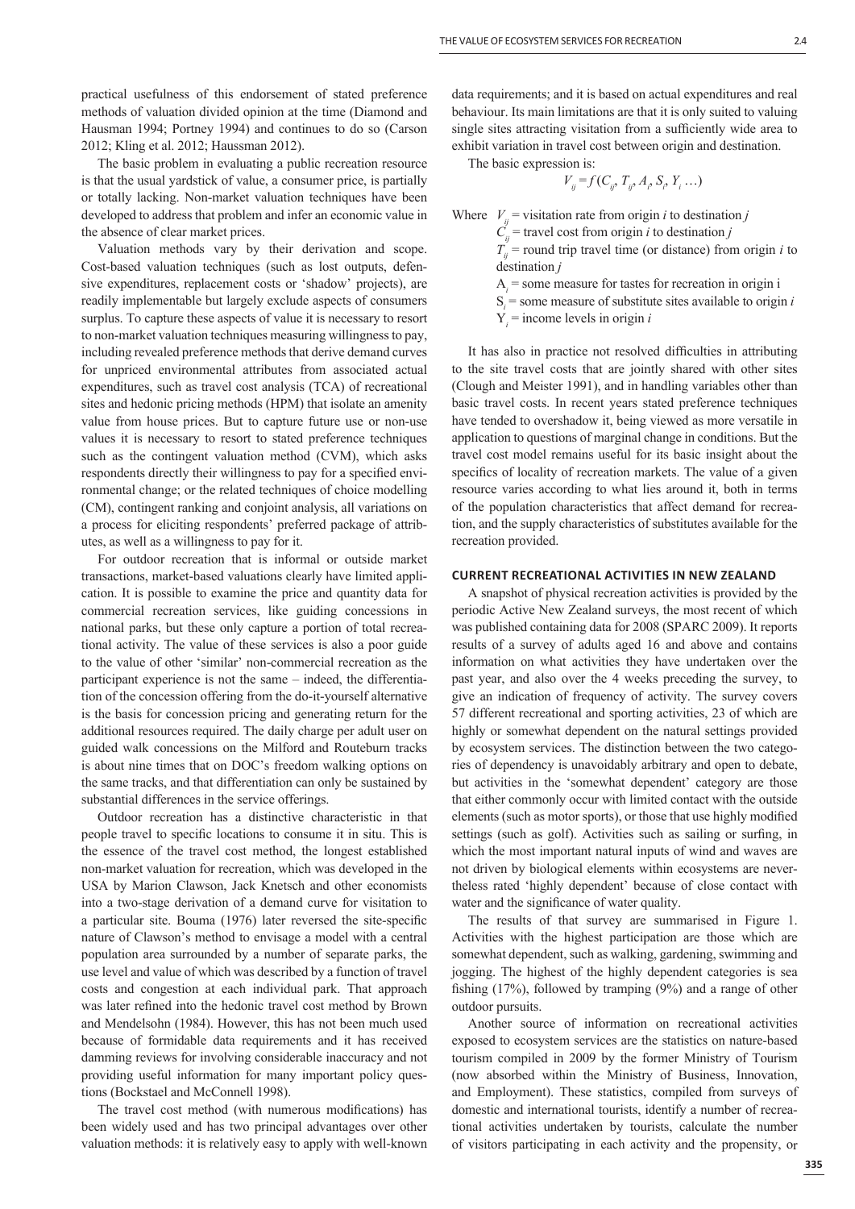practical usefulness of this endorsement of stated preference methods of valuation divided opinion at the time (Diamond and Hausman 1994; Portney 1994) and continues to do so (Carson 2012; Kling et al. 2012; Haussman 2012).

The basic problem in evaluating a public recreation resource is that the usual yardstick of value, a consumer price, is partially or totally lacking. Non-market valuation techniques have been developed to address that problem and infer an economic value in the absence of clear market prices.

Valuation methods vary by their derivation and scope. Cost-based valuation techniques (such as lost outputs, defensive expenditures, replacement costs or 'shadow' projects), are readily implementable but largely exclude aspects of consumers surplus. To capture these aspects of value it is necessary to resort to non-market valuation techniques measuring willingness to pay, including revealed preference methods that derive demand curves for unpriced environmental attributes from associated actual expenditures, such as travel cost analysis (TCA) of recreational sites and hedonic pricing methods (HPM) that isolate an amenity value from house prices. But to capture future use or non-use values it is necessary to resort to stated preference techniques such as the contingent valuation method (CVM), which asks respondents directly their willingness to pay for a specified environmental change; or the related techniques of choice modelling (CM), contingent ranking and conjoint analysis, all variations on a process for eliciting respondents' preferred package of attributes, as well as a willingness to pay for it.

For outdoor recreation that is informal or outside market transactions, market-based valuations clearly have limited application. It is possible to examine the price and quantity data for commercial recreation services, like guiding concessions in national parks, but these only capture a portion of total recreational activity. The value of these services is also a poor guide to the value of other 'similar' non-commercial recreation as the participant experience is not the same – indeed, the differentiation of the concession offering from the do-it-yourself alternative is the basis for concession pricing and generating return for the additional resources required. The daily charge per adult user on guided walk concessions on the Milford and Routeburn tracks is about nine times that on DOC's freedom walking options on the same tracks, and that differentiation can only be sustained by substantial differences in the service offerings.

Outdoor recreation has a distinctive characteristic in that people travel to specific locations to consume it in situ. This is the essence of the travel cost method, the longest established non-market valuation for recreation, which was developed in the USA by Marion Clawson, Jack Knetsch and other economists into a two-stage derivation of a demand curve for visitation to a particular site. Bouma (1976) later reversed the site-specific nature of Clawson's method to envisage a model with a central population area surrounded by a number of separate parks, the use level and value of which was described by a function of travel costs and congestion at each individual park. That approach was later refined into the hedonic travel cost method by Brown and Mendelsohn (1984). However, this has not been much used because of formidable data requirements and it has received damming reviews for involving considerable inaccuracy and not providing useful information for many important policy questions (Bockstael and McConnell 1998).

The travel cost method (with numerous modifications) has been widely used and has two principal advantages over other valuation methods: it is relatively easy to apply with well-known data requirements; and it is based on actual expenditures and real behaviour. Its main limitations are that it is only suited to valuing single sites attracting visitation from a sufficiently wide area to exhibit variation in travel cost between origin and destination.

The basic expression is:

$$V_{ij} = f(C_{ij}, T_{ij}, A_i, S_i, Y_i \ldots)$$

Where $V_{ij}$ = visitation rate from origin *i* to destination *j*
$C_{ij}$ = travel cost from origin *i* to destination *j*
$T_{ij}$ = round trip travel time (or distance) from origin *i* to destination *j*
$A_i$ = some measure for tastes for recreation in origin i
$S_i$ = some measure of substitute sites available to origin *i*
$Y_i$ = income levels in origin *i*

It has also in practice not resolved difficulties in attributing to the site travel costs that are jointly shared with other sites (Clough and Meister 1991), and in handling variables other than basic travel costs. In recent years stated preference techniques have tended to overshadow it, being viewed as more versatile in application to questions of marginal change in conditions. But the travel cost model remains useful for its basic insight about the specifics of locality of recreation markets. The value of a given resource varies according to what lies around it, both in terms of the population characteristics that affect demand for recreation, and the supply characteristics of substitutes available for the recreation provided.

## CURRENT RECREATIONAL ACTIVITIES IN NEW ZEALAND

A snapshot of physical recreation activities is provided by the periodic Active New Zealand surveys, the most recent of which was published containing data for 2008 (SPARC 2009). It reports results of a survey of adults aged 16 and above and contains information on what activities they have undertaken over the past year, and also over the 4 weeks preceding the survey, to give an indication of frequency of activity. The survey covers 57 different recreational and sporting activities, 23 of which are highly or somewhat dependent on the natural settings provided by ecosystem services. The distinction between the two categories of dependency is unavoidably arbitrary and open to debate, but activities in the 'somewhat dependent' category are those that either commonly occur with limited contact with the outside elements (such as motor sports), or those that use highly modified settings (such as golf). Activities such as sailing or surfing, in which the most important natural inputs of wind and waves are not driven by biological elements within ecosystems are nevertheless rated 'highly dependent' because of close contact with water and the significance of water quality.

The results of that survey are summarised in Figure 1. Activities with the highest participation are those which are somewhat dependent, such as walking, gardening, swimming and jogging. The highest of the highly dependent categories is sea fishing (17%), followed by tramping (9%) and a range of other outdoor pursuits.

Another source of information on recreational activities exposed to ecosystem services are the statistics on nature-based tourism compiled in 2009 by the former Ministry of Tourism (now absorbed within the Ministry of Business, Innovation, and Employment). These statistics, compiled from surveys of domestic and international tourists, identify a number of recreational activities undertaken by tourists, calculate the number of visitors participating in each activity and the propensity, or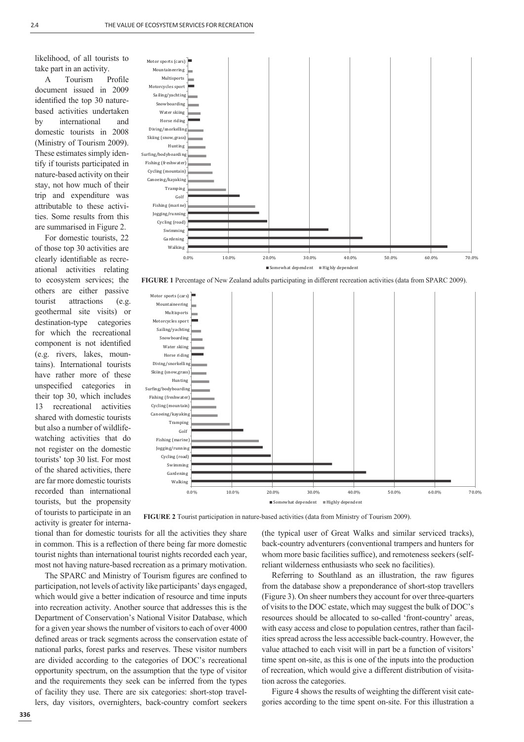likelihood, of all tourists to take part in an activity.

A Tourism Profile document issued in 2009 identified the top 30 nature-based activities undertaken by international and domestic tourists in 2008 (Ministry of Tourism 2009). These estimates simply identify if tourists participated in nature-based activity on their stay, not how much of their trip and expenditure was attributable to these activities. Some results from this are summarised in Figure 2.

For domestic tourists, 22 of those top 30 activities are clearly identifiable as recreational activities relating to ecosystem services; the others are either passive tourist attractions (e.g. geothermal site visits) or destination-type categories for which the recreational component is not identified (e.g. rivers, lakes, mountains). International tourists have rather more of these unspecified categories in their top 30, which includes 13 recreational activities shared with domestic tourists but also a number of wildlife-watching activities that do not register on the domestic tourists' top 30 list. For most of the shared activities, there are far more domestic tourists recorded than international tourists, but the propensity of tourists to participate in an activity is greater for international than for domestic tourists for all the activities they share in common. This is a reflection of there being far more domestic tourist nights than international tourist nights recorded each year, most not having nature-based recreation as a primary motivation.

**FIGURE 1** Percentage of New Zealand adults participating in different recreation activities (data from SPARC 2009).

**FIGURE 2** Tourist participation in nature-based activities (data from Ministry of Tourism 2009).

The SPARC and Ministry of Tourism figures are confined to participation, not levels of activity like participants' days engaged, which would give a better indication of resource and time inputs into recreation activity. Another source that addresses this is the Department of Conservation's National Visitor Database, which for a given year shows the number of visitors to each of over 4000 defined areas or track segments across the conservation estate of national parks, forest parks and reserves. These visitor numbers are divided according to the categories of DOC's recreational opportunity spectrum, on the assumption that the type of visitor and the requirements they seek can be inferred from the types of facility they use. There are six categories: short-stop travellers, day visitors, overnighters, back-country comfort seekers (the typical user of Great Walks and similar serviced tracks), back-country adventurers (conventional trampers and hunters for whom more basic facilities suffice), and remoteness seekers (self-reliant wilderness enthusiasts who seek no facilities).

Referring to Southland as an illustration, the raw figures from the database show a preponderance of short-stop travellers (Figure 3). On sheer numbers they account for over three-quarters of visits to the DOC estate, which may suggest the bulk of DOC's resources should be allocated to so-called 'front-country' areas, with easy access and close to population centres, rather than facilities spread across the less accessible back-country. However, the value attached to each visit will in part be a function of visitors' time spent on-site, as this is one of the inputs into the production of recreation, which would give a different distribution of visitation across the categories.

Figure 4 shows the results of weighting the different visit categories according to the time spent on-site. For this illustration a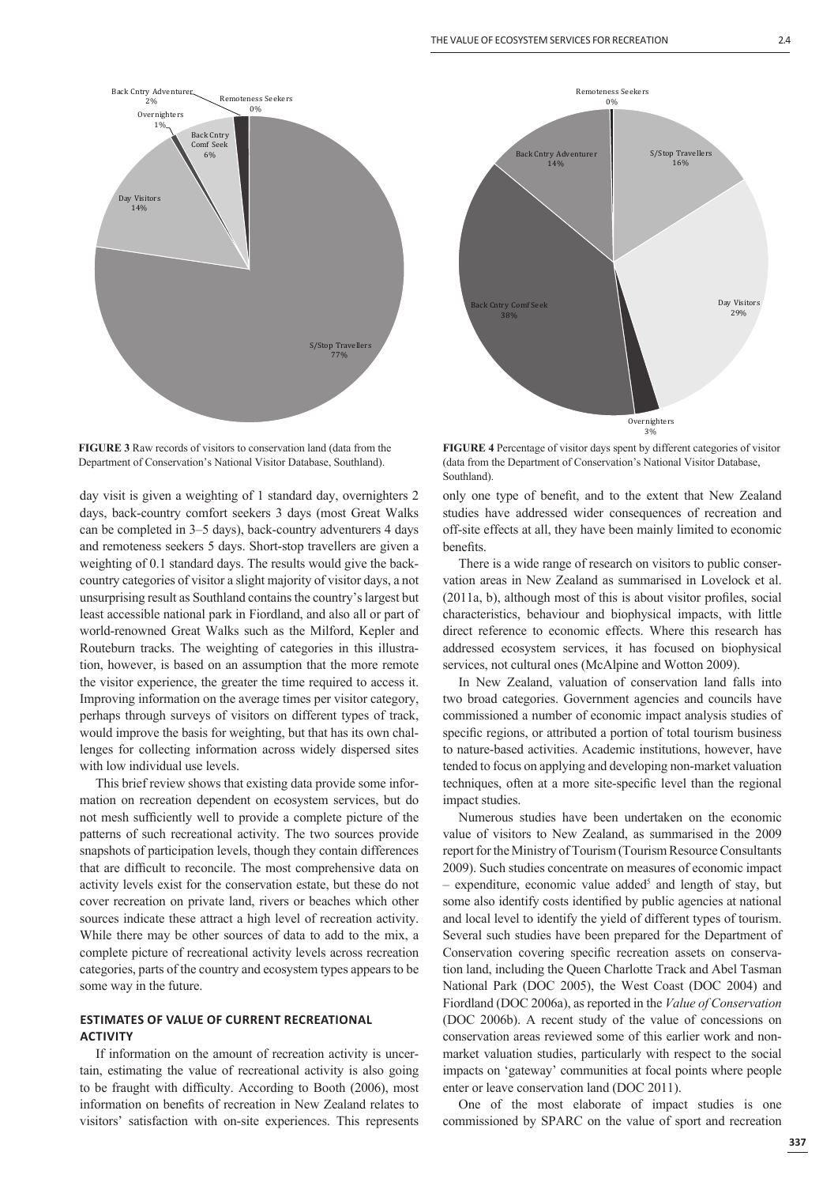FIGURE 3 Raw records of visitors to conservation land (data from the Department of Conservation's National Visitor Database, Southland).

FIGURE 4 Percentage of visitor days spent by different categories of visitor (data from the Department of Conservation's National Visitor Database, Southland).

day visit is given a weighting of 1 standard day, overnighters 2 days, back-country comfort seekers 3 days (most Great Walks can be completed in 3–5 days), back-country adventurers 4 days and remoteness seekers 5 days. Short-stop travellers are given a weighting of 0.1 standard days. The results would give the back-country categories of visitor a slight majority of visitor days, a not unsurprising result as Southland contains the country's largest but least accessible national park in Fiordland, and also all or part of world-renowned Great Walks such as the Milford, Kepler and Routeburn tracks. The weighting of categories in this illustration, however, is based on an assumption that the more remote the visitor experience, the greater the time required to access it. Improving information on the average times per visitor category, perhaps through surveys of visitors on different types of track, would improve the basis for weighting, but that has its own challenges for collecting information across widely dispersed sites with low individual use levels.

This brief review shows that existing data provide some information on recreation dependent on ecosystem services, but do not mesh sufficiently well to provide a complete picture of the patterns of such recreational activity. The two sources provide snapshots of participation levels, though they contain differences that are difficult to reconcile. The most comprehensive data on activity levels exist for the conservation estate, but these do not cover recreation on private land, rivers or beaches which other sources indicate these attract a high level of recreation activity. While there may be other sources of data to add to the mix, a complete picture of recreational activity levels across recreation categories, parts of the country and ecosystem types appears to be some way in the future.

## ESTIMATES OF VALUE OF CURRENT RECREATIONAL ACTIVITY

If information on the amount of recreation activity is uncertain, estimating the value of recreational activity is also going to be fraught with difficulty. According to Booth (2006), most information on benefits of recreation in New Zealand relates to visitors' satisfaction with on-site experiences. This represents only one type of benefit, and to the extent that New Zealand studies have addressed wider consequences of recreation and off-site effects at all, they have been mainly limited to economic benefits.

There is a wide range of research on visitors to public conservation areas in New Zealand as summarised in Lovelock et al. (2011a, b), although most of this is about visitor profiles, social characteristics, behaviour and biophysical impacts, with little direct reference to economic effects. Where this research has addressed ecosystem services, it has focused on biophysical services, not cultural ones (McAlpine and Wotton 2009).

In New Zealand, valuation of conservation land falls into two broad categories. Government agencies and councils have commissioned a number of economic impact analysis studies of specific regions, or attributed a portion of total tourism business to nature-based activities. Academic institutions, however, have tended to focus on applying and developing non-market valuation techniques, often at a more site-specific level than the regional impact studies.

Numerous studies have been undertaken on the economic value of visitors to New Zealand, as summarised in the 2009 report for the Ministry of Tourism (Tourism Resource Consultants 2009). Such studies concentrate on measures of economic impact – expenditure, economic value added[5] and length of stay, but some also identify costs identified by public agencies at national and local level to identify the yield of different types of tourism. Several such studies have been prepared for the Department of Conservation covering specific recreation assets on conservation land, including the Queen Charlotte Track and Abel Tasman National Park (DOC 2005), the West Coast (DOC 2004) and Fiordland (DOC 2006a), as reported in the *Value of Conservation* (DOC 2006b). A recent study of the value of concessions on conservation areas reviewed some of this earlier work and non-market valuation studies, particularly with respect to the social impacts on 'gateway' communities at focal points where people enter or leave conservation land (DOC 2011).

One of the most elaborate of impact studies is one commissioned by SPARC on the value of sport and recreation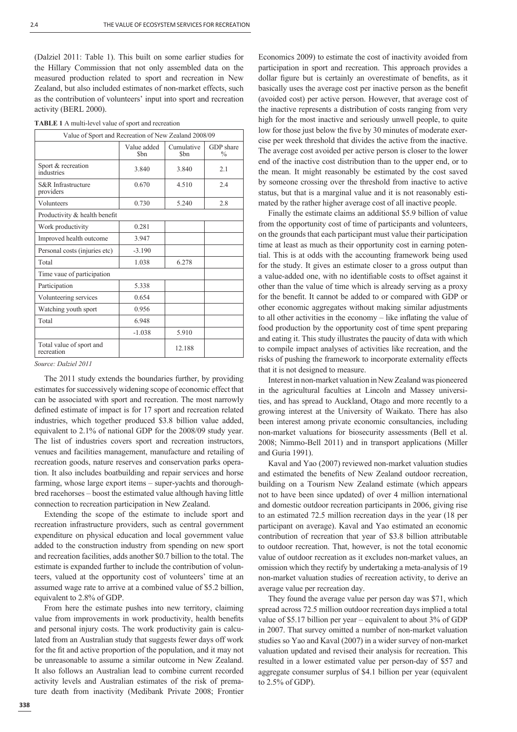(Dalziel 2011: Table 1). This built on some earlier studies for the Hillary Commission that not only assembled data on the measured production related to sport and recreation in New Zealand, but also included estimates of non-market effects, such as the contribution of volunteers' input into sport and recreation activity (BERL 2000).

**TABLE 1** A multi-level value of sport and recreation

| Value of Sport and Recreation of New Zealand 2008/09 | | | |
|---|---|---|---|
| | Value added $bn | Cumulative $bn | GDP share % |
| Sport & recreation industries | 3.840 | 3.840 | 2.1 |
| S&R Infrastructure providers | 0.670 | 4.510 | 2.4 |
| Volunteers | 0.730 | 5.240 | 2.8 |
| Productivity & health benefit | | | |
| Work productivity | 0.281 | | |
| Improved health outcome | 3.947 | | |
| Personal costs (injuries etc) | -3.190 | | |
| Total | 1.038 | 6.278 | |
| Time vaue of participation | | | |
| Participation | 5.338 | | |
| Volunteering services | 0.654 | | |
| Watching youth sport | 0.956 | | |
| Total | 6.948 | | |
| | -1.038 | 5.910 | |
| Total value of sport and recreation | | 12.188 | |

*Source: Dalziel 2011*

The 2011 study extends the boundaries further, by providing estimates for successively widening scope of economic effect that can be associated with sport and recreation. The most narrowly defined estimate of impact is for 17 sport and recreation related industries, which together produced $3.8 billion value added, equivalent to 2.1% of national GDP for the 2008/09 study year. The list of industries covers sport and recreation instructors, venues and facilities management, manufacture and retailing of recreation goods, nature reserves and conservation parks operation. It also includes boatbuilding and repair services and horse farming, whose large export items – super-yachts and thoroughbred racehorses – boost the estimated value although having little connection to recreation participation in New Zealand.

Extending the scope of the estimate to include sport and recreation infrastructure providers, such as central government expenditure on physical education and local government value added to the construction industry from spending on new sport and recreation facilities, adds another $0.7 billion to the total. The estimate is expanded further to include the contribution of volunteers, valued at the opportunity cost of volunteers' time at an assumed wage rate to arrive at a combined value of $5.2 billion, equivalent to 2.8% of GDP.

From here the estimate pushes into new territory, claiming value from improvements in work productivity, health benefits and personal injury costs. The work productivity gain is calculated from an Australian study that suggests fewer days off work for the fit and active proportion of the population, and it may not be unreasonable to assume a similar outcome in New Zealand. It also follows an Australian lead to combine current recorded activity levels and Australian estimates of the risk of premature death from inactivity (Medibank Private 2008; Frontier Economics 2009) to estimate the cost of inactivity avoided from participation in sport and recreation. This approach provides a dollar figure but is certainly an overestimate of benefits, as it basically uses the average cost per inactive person as the benefit (avoided cost) per active person. However, that average cost of the inactive represents a distribution of costs ranging from very high for the most inactive and seriously unwell people, to quite low for those just below the five by 30 minutes of moderate exercise per week threshold that divides the active from the inactive. The average cost avoided per active person is closer to the lower end of the inactive cost distribution than to the upper end, or to the mean. It might reasonably be estimated by the cost saved by someone crossing over the threshold from inactive to active status, but that is a marginal value and it is not reasonably estimated by the rather higher average cost of all inactive people.

Finally the estimate claims an additional $5.9 billion of value from the opportunity cost of time of participants and volunteers, on the grounds that each participant must value their participation time at least as much as their opportunity cost in earning potential. This is at odds with the accounting framework being used for the study. It gives an estimate closer to a gross output than a value-added one, with no identifiable costs to offset against it other than the value of time which is already serving as a proxy for the benefit. It cannot be added to or compared with GDP or other economic aggregates without making similar adjustments to all other activities in the economy – like inflating the value of food production by the opportunity cost of time spent preparing and eating it. This study illustrates the paucity of data with which to compile impact analyses of activities like recreation, and the risks of pushing the framework to incorporate externality effects that it is not designed to measure.

Interest in non-market valuation in New Zealand was pioneered in the agricultural faculties at Lincoln and Massey universities, and has spread to Auckland, Otago and more recently to a growing interest at the University of Waikato. There has also been interest among private economic consultancies, including non-market valuations for biosecurity assessments (Bell et al. 2008; Nimmo-Bell 2011) and in transport applications (Miller and Guria 1991).

Kaval and Yao (2007) reviewed non-market valuation studies and estimated the benefits of New Zealand outdoor recreation, building on a Tourism New Zealand estimate (which appears not to have been since updated) of over 4 million international and domestic outdoor recreation participants in 2006, giving rise to an estimated 72.5 million recreation days in the year (18 per participant on average). Kaval and Yao estimated an economic contribution of recreation that year of $3.8 billion attributable to outdoor recreation. That, however, is not the total economic value of outdoor recreation as it excludes non-market values, an omission which they rectify by undertaking a meta-analysis of 19 non-market valuation studies of recreation activity, to derive an average value per recreation day.

They found the average value per person day was $71, which spread across 72.5 million outdoor recreation days implied a total value of $5.17 billion per year – equivalent to about 3% of GDP in 2007. That survey omitted a number of non-market valuation studies so Yao and Kaval (2007) in a wider survey of non-market valuation updated and revised their analysis for recreation. This resulted in a lower estimated value per person-day of $57 and aggregate consumer surplus of $4.1 billion per year (equivalent to 2.5% of GDP).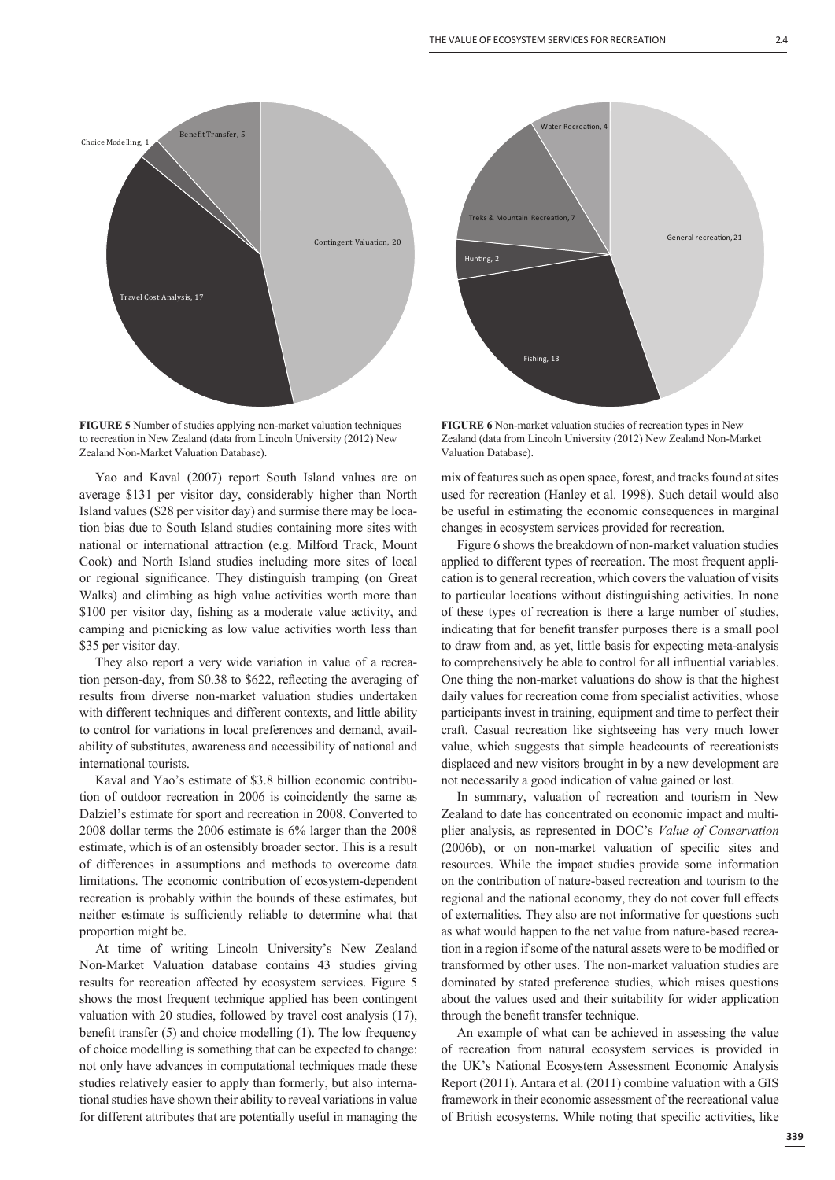**FIGURE 5** Number of studies applying non-market valuation techniques to recreation in New Zealand (data from Lincoln University (2012) New Zealand Non-Market Valuation Database).

**FIGURE 6** Non-market valuation studies of recreation types in New Zealand (data from Lincoln University (2012) New Zealand Non-Market Valuation Database).

Yao and Kaval (2007) report South Island values are on average $131 per visitor day, considerably higher than North Island values ($28 per visitor day) and surmise there may be location bias due to South Island studies containing more sites with national or international attraction (e.g. Milford Track, Mount Cook) and North Island studies including more sites of local or regional significance. They distinguish tramping (on Great Walks) and climbing as high value activities worth more than $100 per visitor day, fishing as a moderate value activity, and camping and picnicking as low value activities worth less than $35 per visitor day.

They also report a very wide variation in value of a recreation person-day, from $0.38 to $622, reflecting the averaging of results from diverse non-market valuation studies undertaken with different techniques and different contexts, and little ability to control for variations in local preferences and demand, availability of substitutes, awareness and accessibility of national and international tourists.

Kaval and Yao's estimate of $3.8 billion economic contribution of outdoor recreation in 2006 is coincidently the same as Dalziel's estimate for sport and recreation in 2008. Converted to 2008 dollar terms the 2006 estimate is 6% larger than the 2008 estimate, which is of an ostensibly broader sector. This is a result of differences in assumptions and methods to overcome data limitations. The economic contribution of ecosystem-dependent recreation is probably within the bounds of these estimates, but neither estimate is sufficiently reliable to determine what that proportion might be.

At time of writing Lincoln University's New Zealand Non-Market Valuation database contains 43 studies giving results for recreation affected by ecosystem services. Figure 5 shows the most frequent technique applied has been contingent valuation with 20 studies, followed by travel cost analysis (17), benefit transfer (5) and choice modelling (1). The low frequency of choice modelling is something that can be expected to change: not only have advances in computational techniques made these studies relatively easier to apply than formerly, but also international studies have shown their ability to reveal variations in value for different attributes that are potentially useful in managing the mix of features such as open space, forest, and tracks found at sites used for recreation (Hanley et al. 1998). Such detail would also be useful in estimating the economic consequences in marginal changes in ecosystem services provided for recreation.

Figure 6 shows the breakdown of non-market valuation studies applied to different types of recreation. The most frequent application is to general recreation, which covers the valuation of visits to particular locations without distinguishing activities. In none of these types of recreation is there a large number of studies, indicating that for benefit transfer purposes there is a small pool to draw from and, as yet, little basis for expecting meta-analysis to comprehensively be able to control for all influential variables. One thing the non-market valuations do show is that the highest daily values for recreation come from specialist activities, whose participants invest in training, equipment and time to perfect their craft. Casual recreation like sightseeing has very much lower value, which suggests that simple headcounts of recreationists displaced and new visitors brought in by a new development are not necessarily a good indication of value gained or lost.

In summary, valuation of recreation and tourism in New Zealand to date has concentrated on economic impact and multiplier analysis, as represented in DOC's *Value of Conservation* (2006b), or on non-market valuation of specific sites and resources. While the impact studies provide some information on the contribution of nature-based recreation and tourism to the regional and the national economy, they do not cover full effects of externalities. They also are not informative for questions such as what would happen to the net value from nature-based recreation in a region if some of the natural assets were to be modified or transformed by other uses. The non-market valuation studies are dominated by stated preference studies, which raises questions about the values used and their suitability for wider application through the benefit transfer technique.

An example of what can be achieved in assessing the value of recreation from natural ecosystem services is provided in the UK's National Ecosystem Assessment Economic Analysis Report (2011). Antara et al. (2011) combine valuation with a GIS framework in their economic assessment of the recreational value of British ecosystems. While noting that specific activities, like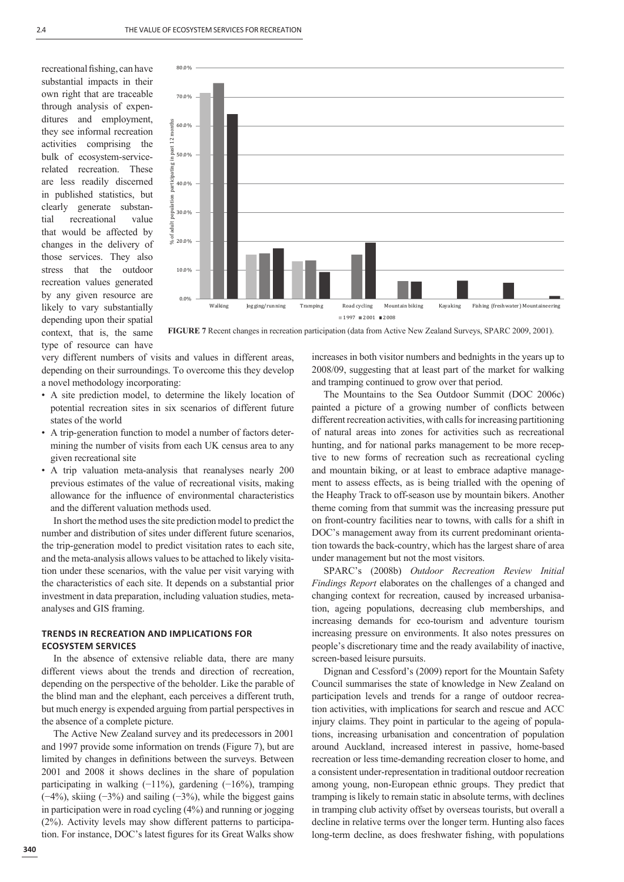recreational fishing, can have substantial impacts in their own right that are traceable through analysis of expenditures and employment, they see informal recreation activities comprising the bulk of ecosystem-service-related recreation. These are less readily discerned in published statistics, but clearly generate substantial recreational value that would be affected by changes in the delivery of those services. They also stress that the outdoor recreation values generated by any given resource are likely to vary substantially depending upon their spatial context, that is, the same type of resource can have very different numbers of visits and values in different areas, depending on their surroundings. To overcome this they develop a novel methodology incorporating:

- A site prediction model, to determine the likely location of potential recreation sites in six scenarios of different future states of the world
- A trip-generation function to model a number of factors determining the number of visits from each UK census area to any given recreational site
- A trip valuation meta-analysis that reanalyses nearly 200 previous estimates of the value of recreational visits, making allowance for the influence of environmental characteristics and the different valuation methods used.

In short the method uses the site prediction model to predict the number and distribution of sites under different future scenarios, the trip-generation model to predict visitation rates to each site, and the meta-analysis allows values to be attached to likely visitation under these scenarios, with the value per visit varying with the characteristics of each site. It depends on a substantial prior investment in data preparation, including valuation studies, meta-analyses and GIS framing.

**FIGURE 7** Recent changes in recreation participation (data from Active New Zealand Surveys, SPARC 2009, 2001).

## TRENDS IN RECREATION AND IMPLICATIONS FOR ECOSYSTEM SERVICES

In the absence of extensive reliable data, there are many different views about the trends and direction of recreation, depending on the perspective of the beholder. Like the parable of the blind man and the elephant, each perceives a different truth, but much energy is expended arguing from partial perspectives in the absence of a complete picture.

The Active New Zealand survey and its predecessors in 2001 and 1997 provide some information on trends (Figure 7), but are limited by changes in definitions between the surveys. Between 2001 and 2008 it shows declines in the share of population participating in walking (−11%), gardening (−16%), tramping (−4%), skiing (−3%) and sailing (−3%), while the biggest gains in participation were in road cycling (4%) and running or jogging (2%). Activity levels may show different patterns to participation. For instance, DOC's latest figures for its Great Walks show increases in both visitor numbers and bednights in the years up to 2008/09, suggesting that at least part of the market for walking and tramping continued to grow over that period.

The Mountains to the Sea Outdoor Summit (DOC 2006c) painted a picture of a growing number of conflicts between different recreation activities, with calls for increasing partitioning of natural areas into zones for activities such as recreational hunting, and for national parks management to be more receptive to new forms of recreation such as recreational cycling and mountain biking, or at least to embrace adaptive management to assess effects, as is being trialled with the opening of the Heaphy Track to off-season use by mountain bikers. Another theme coming from that summit was the increasing pressure put on front-country facilities near to towns, with calls for a shift in DOC's management away from its current predominant orientation towards the back-country, which has the largest share of area under management but not the most visitors.

SPARC's (2008b) *Outdoor Recreation Review Initial Findings Report* elaborates on the challenges of a changed and changing context for recreation, caused by increased urbanisation, ageing populations, decreasing club memberships, and increasing demands for eco-tourism and adventure tourism increasing pressure on environments. It also notes pressures on people's discretionary time and the ready availability of inactive, screen-based leisure pursuits.

Dignan and Cessford's (2009) report for the Mountain Safety Council summarises the state of knowledge in New Zealand on participation levels and trends for a range of outdoor recreation activities, with implications for search and rescue and ACC injury claims. They point in particular to the ageing of populations, increasing urbanisation and concentration of population around Auckland, increased interest in passive, home-based recreation or less time-demanding recreation closer to home, and a consistent under-representation in traditional outdoor recreation among young, non-European ethnic groups. They predict that tramping is likely to remain static in absolute terms, with declines in tramping club activity offset by overseas tourists, but overall a decline in relative terms over the longer term. Hunting also faces long-term decline, as does freshwater fishing, with populations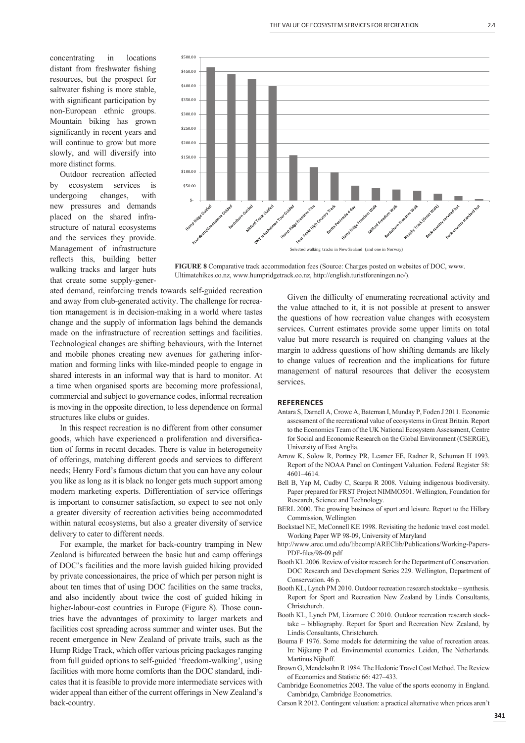concentrating in locations distant from freshwater fishing resources, but the prospect for saltwater fishing is more stable, with significant participation by non-European ethnic groups. Mountain biking has grown significantly in recent years and will continue to grow but more slowly, and will diversify into more distinct forms.

Outdoor recreation affected by ecosystem services is undergoing changes, with new pressures and demands placed on the shared infrastructure of natural ecosystems and the services they provide. Management of infrastructure reflects this, building better walking tracks and larger huts that create some supply-generated demand, reinforcing trends towards self-guided recreation and away from club-generated activity. The challenge for recreation management is in decision-making in a world where tastes change and the supply of information lags behind the demands made on the infrastructure of recreation settings and facilities. Technological changes are shifting behaviours, with the Internet and mobile phones creating new avenues for gathering information and forming links with like-minded people to engage in shared interests in an informal way that is hard to monitor. At a time when organised sports are becoming more professional, commercial and subject to governance codes, informal recreation is moving in the opposite direction, to less dependence on formal structures like clubs or guides.

In this respect recreation is no different from other consumer goods, which have experienced a proliferation and diversification of forms in recent decades. There is value in heterogeneity of offerings, matching different goods and services to different needs; Henry Ford's famous dictum that you can have any colour you like as long as it is black no longer gets much support among modern marketing experts. Differentiation of service offerings is important to consumer satisfaction, so expect to see not only a greater diversity of recreation activities being accommodated within natural ecosystems, but also a greater diversity of service delivery to cater to different needs.

For example, the market for back-country tramping in New Zealand is bifurcated between the basic hut and camp offerings of DOC's facilities and the more lavish guided hiking provided by private concessionaires, the price of which per person night is about ten times that of using DOC facilities on the same tracks, and also incidently about twice the cost of guided hiking in higher-labour-cost countries in Europe (Figure 8). Those countries have the advantages of proximity to larger markets and facilities cost spreading across summer and winter uses. But the recent emergence in New Zealand of private trails, such as the Hump Ridge Track, which offer various pricing packages ranging from full guided options to self-guided 'freedom-walking', using facilities with more home comforts than the DOC standard, indicates that it is feasible to provide more intermediate services with wider appeal than either of the current offerings in New Zealand's back-country.

**FIGURE 8** Comparative track accommodation fees (Source: Charges posted on websites of DOC, www.Ultimatehikes.co.nz, www.humpridgetrack.co.nz, http://english.turistforeningen.no/).

Given the difficulty of enumerating recreational activity and the value attached to it, it is not possible at present to answer the questions of how recreation value changes with ecosystem services. Current estimates provide some upper limits on total value but more research is required on changing values at the margin to address questions of how shifting demands are likely to change values of recreation and the implications for future management of natural resources that deliver the ecosystem services.

## REFERENCES

Antara S, Darnell A, Crowe A, Bateman I, Munday P, Foden J 2011. Economic assessment of the recreational value of ecosystems in Great Britain. Report to the Economics Team of the UK National Ecosystem Assessment, Centre for Social and Economic Research on the Global Environment (CSERGE), University of East Anglia.

Arrow K, Solow R, Portney PR, Leamer EE, Radner R, Schuman H 1993. Report of the NOAA Panel on Contingent Valuation. Federal Register 58: 4601–4614.

Bell B, Yap M, Cudby C, Scarpa R 2008. Valuing indigenous biodiversity. Paper prepared for FRST Project NIMMO501. Wellington, Foundation for Research, Science and Technology.

BERL 2000. The growing business of sport and leisure. Report to the Hillary Commission, Wellington

Bockstael NE, McConnell KE 1998. Revisiting the hedonic travel cost model. Working Paper WP 98-09, University of Maryland

http://www.arec.umd.edu/libcomp/AREClib/Publications/Working-Papers-PDF-files/98-09.pdf

Booth KL 2006. Review of visitor research for the Department of Conservation. DOC Research and Development Series 229. Wellington, Department of Conservation. 46 p.

Booth KL, Lynch PM 2010. Outdoor recreation research stocktake – synthesis. Report for Sport and Recreation New Zealand by Lindis Consultants, Christchurch.

Booth KL, Lynch PM, Lizamore C 2010. Outdoor recreation research stocktake – bibliography. Report for Sport and Recreation New Zealand, by Lindis Consultants, Christchurch.

Bouma F 1976. Some models for determining the value of recreation areas. In: Nijkamp P ed. Environmental economics. Leiden, The Netherlands. Martinus Nijhoff.

Brown G, Mendelsohn R 1984. The Hedonic Travel Cost Method. The Review of Economics and Statistic 66: 427–433.

Cambridge Econometrics 2003. The value of the sports economy in England. Cambridge, Cambridge Econometrics.

Carson R 2012. Contingent valuation: a practical alternative when prices aren't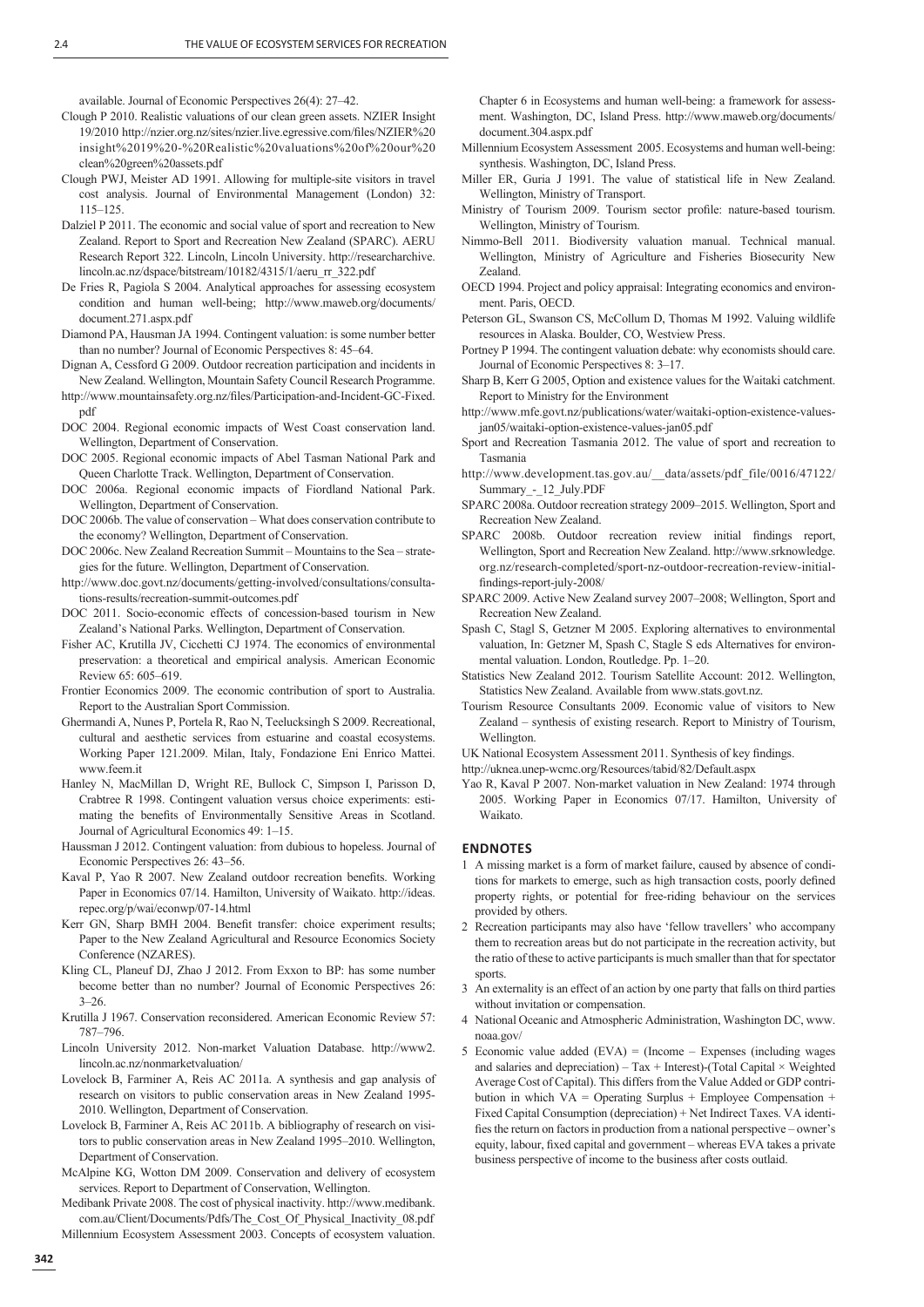available. Journal of Economic Perspectives 26(4): 27–42.

Clough P 2010. Realistic valuations of our clean green assets. NZIER Insight 19/2010 http://nzier.org.nz/sites/nzier.live.egressive.com/files/NZIER%20insight%2019%20-%20Realistic%20valuations%20of%20our%20clean%20green%20assets.pdf

Clough PWJ, Meister AD 1991. Allowing for multiple-site visitors in travel cost analysis. Journal of Environmental Management (London) 32: 115–125.

Dalziel P 2011. The economic and social value of sport and recreation to New Zealand. Report to Sport and Recreation New Zealand (SPARC). AERU Research Report 322. Lincoln, Lincoln University. http://researcharchive.lincoln.ac.nz/dspace/bitstream/10182/4315/1/aeru_rr_322.pdf

De Fries R, Pagiola S 2004. Analytical approaches for assessing ecosystem condition and human well-being; http://www.maweb.org/documents/document.271.aspx.pdf

Diamond PA, Hausman JA 1994. Contingent valuation: is some number better than no number? Journal of Economic Perspectives 8: 45–64.

Dignan A, Cessford G 2009. Outdoor recreation participation and incidents in New Zealand. Wellington, Mountain Safety Council Research Programme.

http://www.mountainsafety.org.nz/files/Participation-and-Incident-GC-Fixed.pdf

DOC 2004. Regional economic impacts of West Coast conservation land. Wellington, Department of Conservation.

DOC 2005. Regional economic impacts of Abel Tasman National Park and Queen Charlotte Track. Wellington, Department of Conservation.

DOC 2006a. Regional economic impacts of Fiordland National Park. Wellington, Department of Conservation.

DOC 2006b. The value of conservation – What does conservation contribute to the economy? Wellington, Department of Conservation.

DOC 2006c. New Zealand Recreation Summit – Mountains to the Sea – strategies for the future. Wellington, Department of Conservation.

http://www.doc.govt.nz/documents/getting-involved/consultations/consultations-results/recreation-summit-outcomes.pdf

DOC 2011. Socio-economic effects of concession-based tourism in New Zealand's National Parks. Wellington, Department of Conservation.

Fisher AC, Krutilla JV, Cicchetti CJ 1974. The economics of environmental preservation: a theoretical and empirical analysis. American Economic Review 65: 605–619.

Frontier Economics 2009. The economic contribution of sport to Australia. Report to the Australian Sport Commission.

Ghermandi A, Nunes P, Portela R, Rao N, Teelucksingh S 2009. Recreational, cultural and aesthetic services from estuarine and coastal ecosystems. Working Paper 121.2009. Milan, Italy, Fondazione Eni Enrico Mattei. www.feem.it

Hanley N, MacMillan D, Wright RE, Bullock C, Simpson I, Parisson D, Crabtree R 1998. Contingent valuation versus choice experiments: estimating the benefits of Environmentally Sensitive Areas in Scotland. Journal of Agricultural Economics 49: 1–15.

Haussman J 2012. Contingent valuation: from dubious to hopeless. Journal of Economic Perspectives 26: 43–56.

Kaval P, Yao R 2007. New Zealand outdoor recreation benefits. Working Paper in Economics 07/14. Hamilton, University of Waikato. http://ideas.repec.org/p/wai/econwp/07-14.html

Kerr GN, Sharp BMH 2004. Benefit transfer: choice experiment results; Paper to the New Zealand Agricultural and Resource Economics Society Conference (NZARES).

Kling CL, Planeuf DJ, Zhao J 2012. From Exxon to BP: has some number become better than no number? Journal of Economic Perspectives 26: 3–26.

Krutilla J 1967. Conservation reconsidered. American Economic Review 57: 787–796.

Lincoln University 2012. Non-market Valuation Database. http://www2.lincoln.ac.nz/nonmarketvaluation/

Lovelock B, Farminer A, Reis AC 2011a. A synthesis and gap analysis of research on visitors to public conservation areas in New Zealand 1995-2010. Wellington, Department of Conservation.

Lovelock B, Farminer A, Reis AC 2011b. A bibliography of research on visitors to public conservation areas in New Zealand 1995–2010. Wellington, Department of Conservation.

McAlpine KG, Wotton DM 2009. Conservation and delivery of ecosystem services. Report to Department of Conservation, Wellington.

Medibank Private 2008. The cost of physical inactivity. http://www.medibank.com.au/Client/Documents/Pdfs/The_Cost_Of_Physical_Inactivity_08.pdf

Millennium Ecosystem Assessment 2003. Concepts of ecosystem valuation. Chapter 6 in Ecosystems and human well-being: a framework for assessment. Washington, DC, Island Press. http://www.maweb.org/documents/document.304.aspx.pdf

Millennium Ecosystem Assessment 2005. Ecosystems and human well-being: synthesis. Washington, DC, Island Press.

Miller ER, Guria J 1991. The value of statistical life in New Zealand. Wellington, Ministry of Transport.

Ministry of Tourism 2009. Tourism sector profile: nature-based tourism. Wellington, Ministry of Tourism.

Nimmo-Bell 2011. Biodiversity valuation manual. Technical manual. Wellington, Ministry of Agriculture and Fisheries Biosecurity New Zealand.

OECD 1994. Project and policy appraisal: Integrating economics and environment. Paris, OECD.

Peterson GL, Swanson CS, McCollum D, Thomas M 1992. Valuing wildlife resources in Alaska. Boulder, CO, Westview Press.

Portney P 1994. The contingent valuation debate: why economists should care. Journal of Economic Perspectives 8: 3–17.

Sharp B, Kerr G 2005, Option and existence values for the Waitaki catchment. Report to Ministry for the Environment

http://www.mfe.govt.nz/publications/water/waitaki-option-existence-values-jan05/waitaki-option-existence-values-jan05.pdf

Sport and Recreation Tasmania 2012. The value of sport and recreation to Tasmania

http://www.development.tas.gov.au/__data/assets/pdf_file/0016/47122/Summary_-_12_July.PDF

SPARC 2008a. Outdoor recreation strategy 2009–2015. Wellington, Sport and Recreation New Zealand.

SPARC 2008b. Outdoor recreation review initial findings report, Wellington, Sport and Recreation New Zealand. http://www.srknowledge.org.nz/research-completed/sport-nz-outdoor-recreation-review-initial-findings-report-july-2008/

SPARC 2009. Active New Zealand survey 2007–2008; Wellington, Sport and Recreation New Zealand.

Spash C, Stagl S, Getzner M 2005. Exploring alternatives to environmental valuation, In: Getzner M, Spash C, Stagle S eds Alternatives for environmental valuation. London, Routledge. Pp. 1–20.

Statistics New Zealand 2012. Tourism Satellite Account: 2012. Wellington, Statistics New Zealand. Available from www.stats.govt.nz.

Tourism Resource Consultants 2009. Economic value of visitors to New Zealand – synthesis of existing research. Report to Ministry of Tourism, Wellington.

UK National Ecosystem Assessment 2011. Synthesis of key findings.

http://uknea.unep-wcmc.org/Resources/tabid/82/Default.aspx

Yao R, Kaval P 2007. Non-market valuation in New Zealand: 1974 through 2005. Working Paper in Economics 07/17. Hamilton, University of Waikato.

## ENDNOTES

1 A missing market is a form of market failure, caused by absence of conditions for markets to emerge, such as high transaction costs, poorly defined property rights, or potential for free-riding behaviour on the services provided by others.

2 Recreation participants may also have 'fellow travellers' who accompany them to recreation areas but do not participate in the recreation activity, but the ratio of these to active participants is much smaller than that for spectator sports.

3 An externality is an effect of an action by one party that falls on third parties without invitation or compensation.

4 National Oceanic and Atmospheric Administration, Washington DC, www.noaa.gov/

5 Economic value added (EVA) = (Income – Expenses (including wages and salaries and depreciation) – Tax + Interest)-(Total Capital × Weighted Average Cost of Capital). This differs from the Value Added or GDP contribution in which VA = Operating Surplus + Employee Compensation + Fixed Capital Consumption (depreciation) + Net Indirect Taxes. VA identifies the return on factors in production from a national perspective – owner's equity, labour, fixed capital and government – whereas EVA takes a private business perspective of income to the business after costs outlaid.